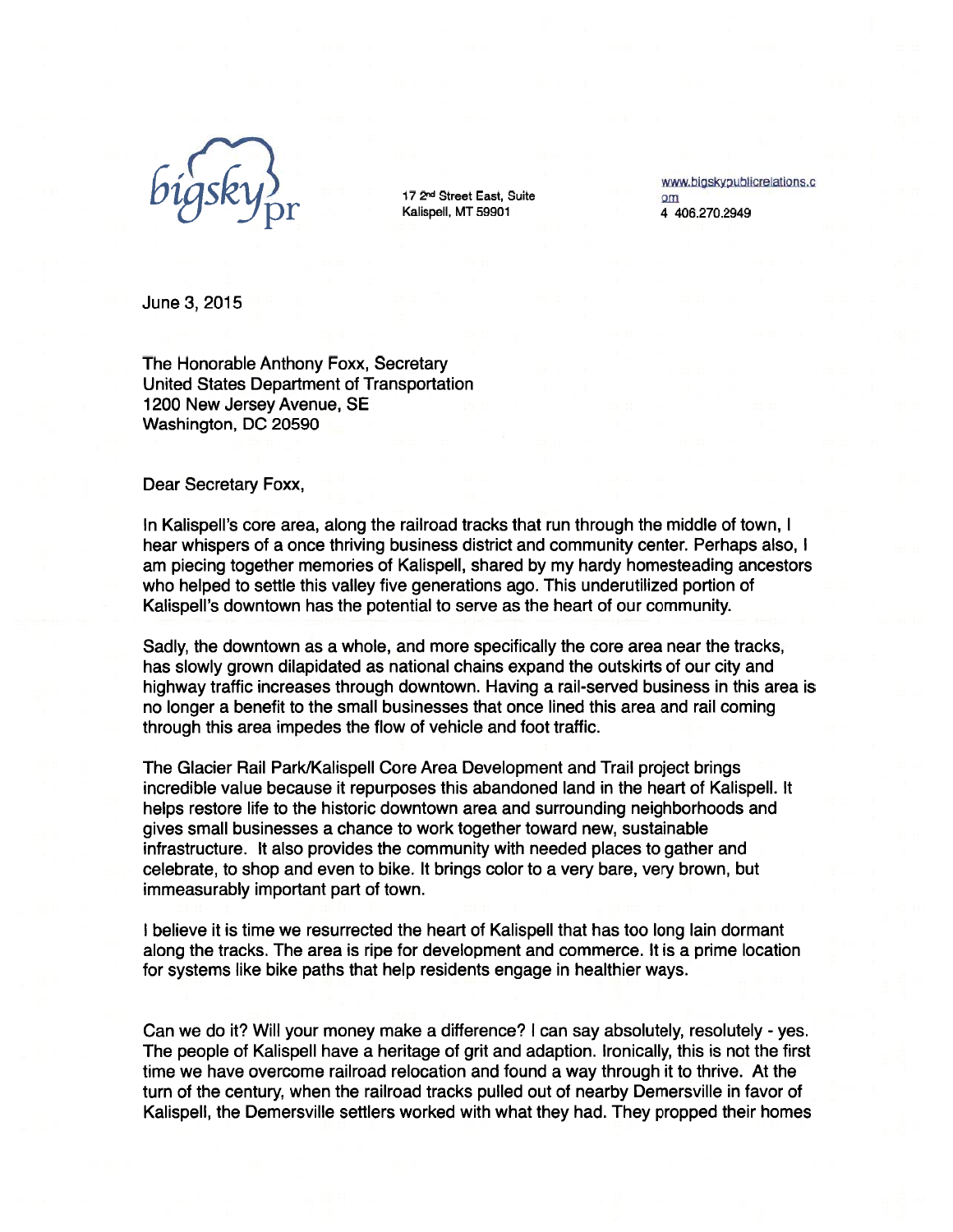bigsky pr

17 2nd Street East, Suite
Kalispell, MT 59901

www.bigskypublicrelations.com
4 406.270.2949

June 3, 2015

The Honorable Anthony Foxx, Secretary
United States Department of Transportation
1200 New Jersey Avenue, SE
Washington, DC 20590

Dear Secretary Foxx,

In Kalispell's core area, along the railroad tracks that run through the middle of town, I hear whispers of a once thriving business district and community center. Perhaps also, I am piecing together memories of Kalispell, shared by my hardy homesteading ancestors who helped to settle this valley five generations ago. This underutilized portion of Kalispell's downtown has the potential to serve as the heart of our community.

Sadly, the downtown as a whole, and more specifically the core area near the tracks, has slowly grown dilapidated as national chains expand the outskirts of our city and highway traffic increases through downtown. Having a rail-served business in this area is no longer a benefit to the small businesses that once lined this area and rail coming through this area impedes the flow of vehicle and foot traffic.

The Glacier Rail Park/Kalispell Core Area Development and Trail project brings incredible value because it repurposes this abandoned land in the heart of Kalispell. It helps restore life to the historic downtown area and surrounding neighborhoods and gives small businesses a chance to work together toward new, sustainable infrastructure. It also provides the community with needed places to gather and celebrate, to shop and even to bike. It brings color to a very bare, very brown, but immeasurably important part of town.

I believe it is time we resurrected the heart of Kalispell that has too long lain dormant along the tracks. The area is ripe for development and commerce. It is a prime location for systems like bike paths that help residents engage in healthier ways.

Can we do it? Will your money make a difference? I can say absolutely, resolutely - yes. The people of Kalispell have a heritage of grit and adaption. Ironically, this is not the first time we have overcome railroad relocation and found a way through it to thrive. At the turn of the century, when the railroad tracks pulled out of nearby Demersville in favor of Kalispell, the Demersville settlers worked with what they had. They propped their homes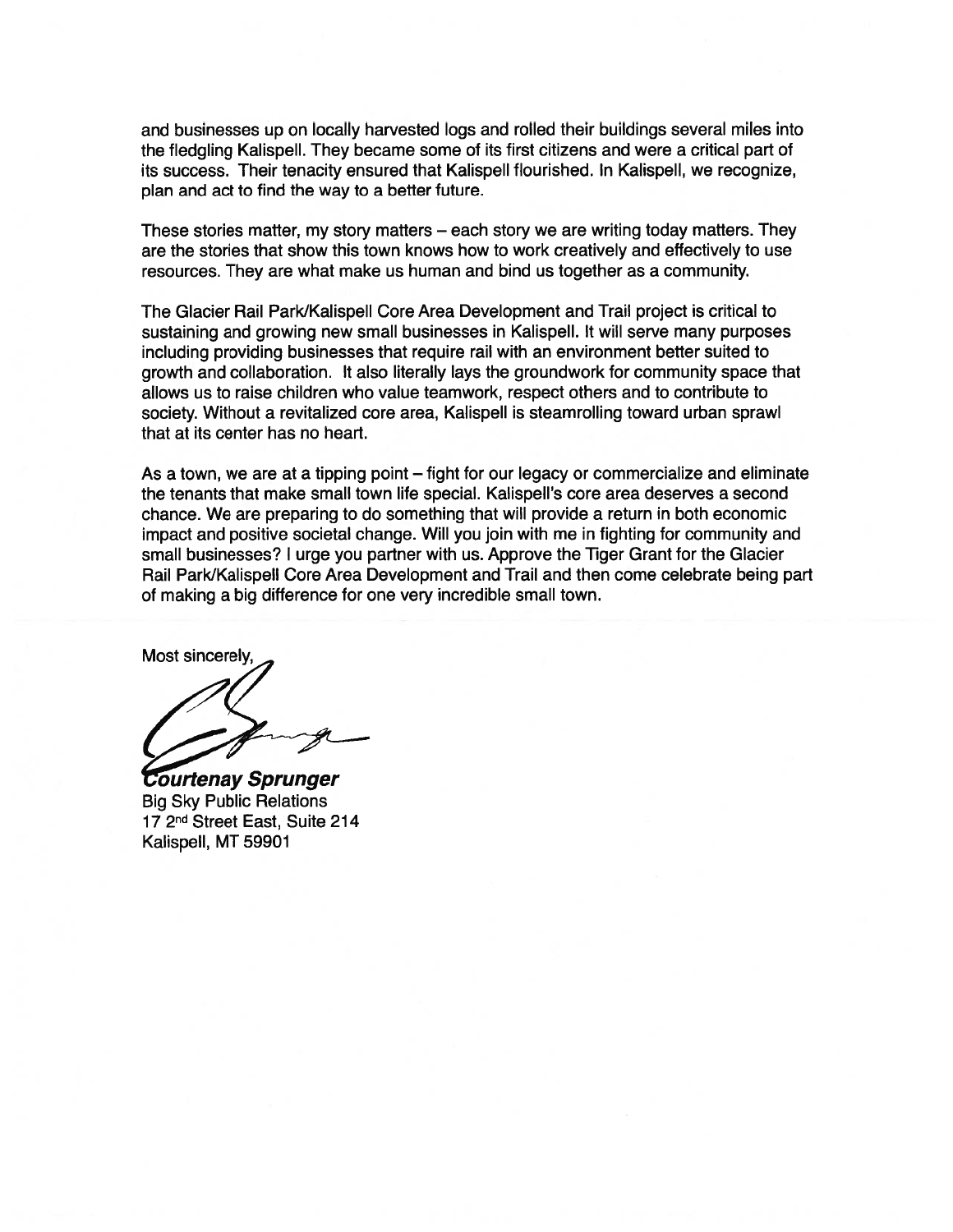and businesses up on locally harvested logs and rolled their buildings several miles into the fledgling Kalispell. They became some of its first citizens and were a critical part of its success. Their tenacity ensured that Kalispell flourished. In Kalispell, we recognize, plan and act to find the way to a better future.

These stories matter, my story matters – each story we are writing today matters. They are the stories that show this town knows how to work creatively and effectively to use resources. They are what make us human and bind us together as a community.

The Glacier Rail Park/Kalispell Core Area Development and Trail project is critical to sustaining and growing new small businesses in Kalispell. It will serve many purposes including providing businesses that require rail with an environment better suited to growth and collaboration. It also literally lays the groundwork for community space that allows us to raise children who value teamwork, respect others and to contribute to society. Without a revitalized core area, Kalispell is steamrolling toward urban sprawl that at its center has no heart.

As a town, we are at a tipping point – fight for our legacy or commercialize and eliminate the tenants that make small town life special. Kalispell's core area deserves a second chance. We are preparing to do something that will provide a return in both economic impact and positive societal change. Will you join with me in fighting for community and small businesses? I urge you partner with us. Approve the Tiger Grant for the Glacier Rail Park/Kalispell Core Area Development and Trail and then come celebrate being part of making a big difference for one very incredible small town.

Most sincerely,

***Courtenay Sprunger***
Big Sky Public Relations
17 2nd Street East, Suite 214
Kalispell, MT 59901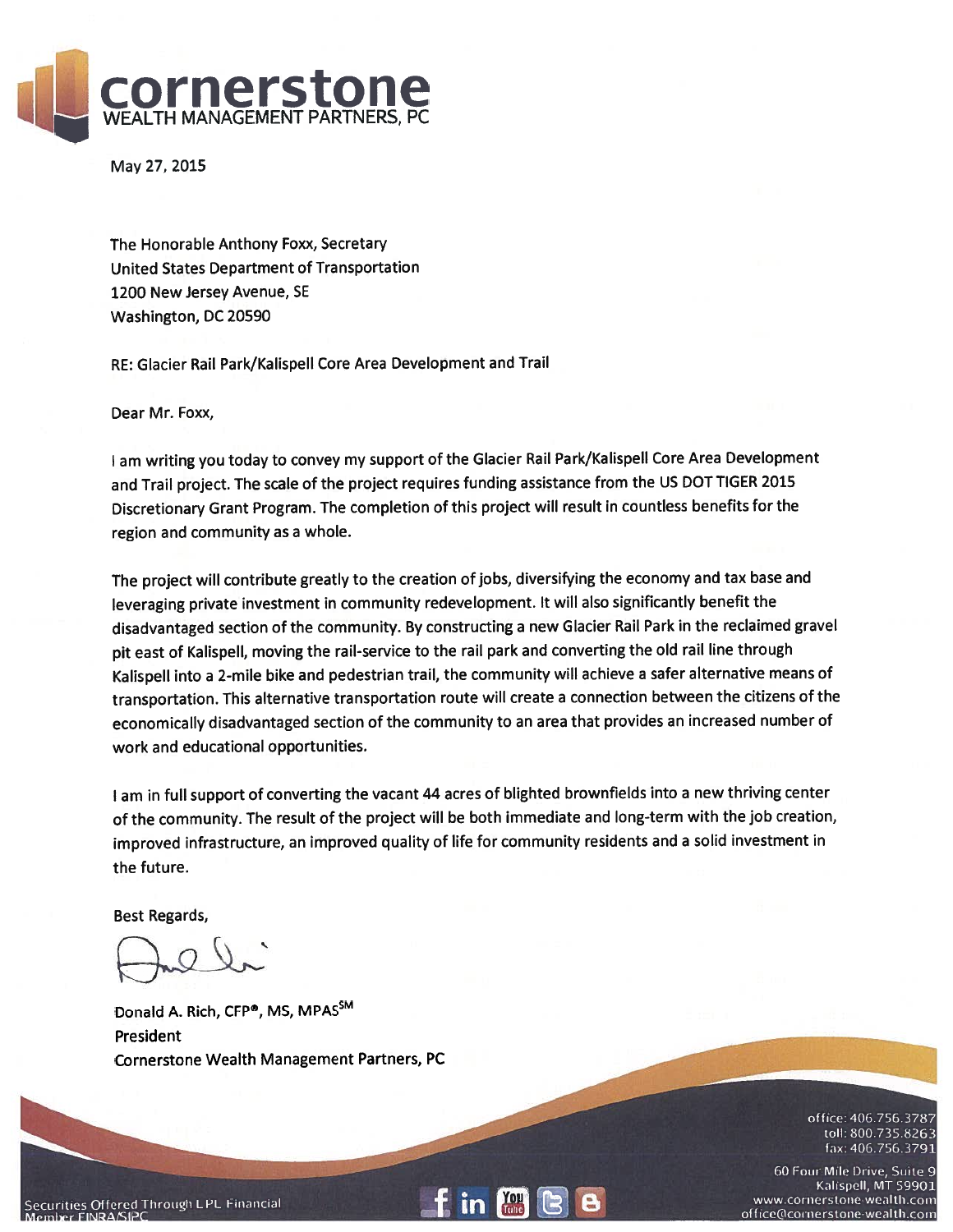# cornerstone
WEALTH MANAGEMENT PARTNERS, PC

May 27, 2015

The Honorable Anthony Foxx, Secretary
United States Department of Transportation
1200 New Jersey Avenue, SE
Washington, DC 20590

RE: Glacier Rail Park/Kalispell Core Area Development and Trail

Dear Mr. Foxx,

I am writing you today to convey my support of the Glacier Rail Park/Kalispell Core Area Development and Trail project. The scale of the project requires funding assistance from the US DOT TIGER 2015 Discretionary Grant Program. The completion of this project will result in countless benefits for the region and community as a whole.

The project will contribute greatly to the creation of jobs, diversifying the economy and tax base and leveraging private investment in community redevelopment. It will also significantly benefit the disadvantaged section of the community. By constructing a new Glacier Rail Park in the reclaimed gravel pit east of Kalispell, moving the rail-service to the rail park and converting the old rail line through Kalispell into a 2-mile bike and pedestrian trail, the community will achieve a safer alternative means of transportation. This alternative transportation route will create a connection between the citizens of the economically disadvantaged section of the community to an area that provides an increased number of work and educational opportunities.

I am in full support of converting the vacant 44 acres of blighted brownfields into a new thriving center of the community. The result of the project will be both immediate and long-term with the job creation, improved infrastructure, an improved quality of life for community residents and a solid investment in the future.

Best Regards,

Donald A. Rich, CFP®, MS, MPAS℠
President
Cornerstone Wealth Management Partners, PC

Securities Offered Through LPL Financial
Member FINRA/SIPC

office: 406.756.3787
toll: 800.735.8263
fax: 406.756.3791

60 Four Mile Drive, Suite 9
Kalispell, MT 59901
www.cornerstone-wealth.com
office@cornerstone-wealth.com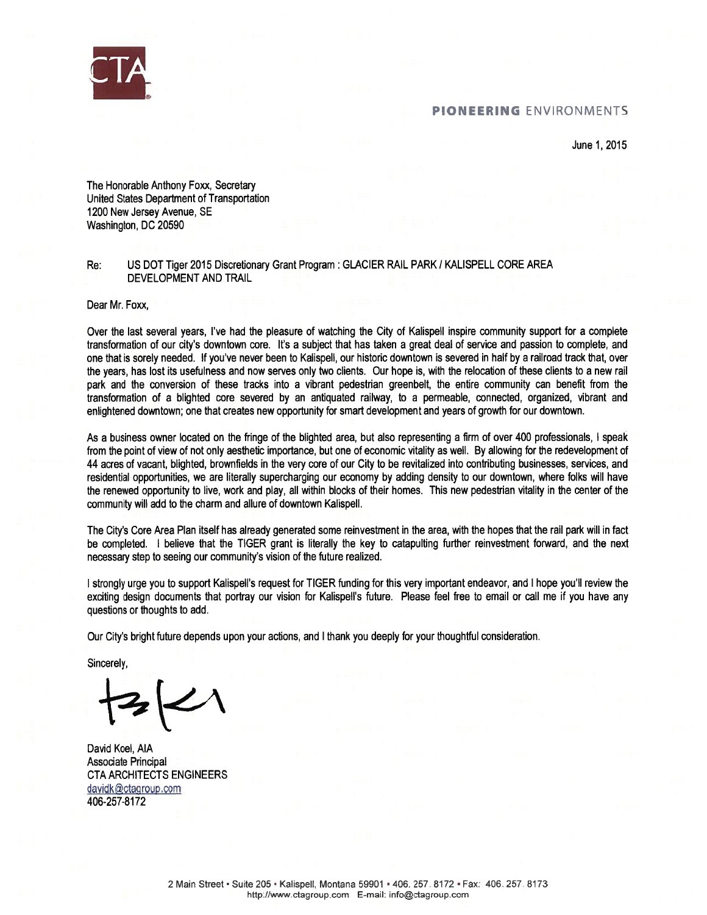CTA

**PIONEERING** ENVIRONMENTS

June 1, 2015

The Honorable Anthony Foxx, Secretary
United States Department of Transportation
1200 New Jersey Avenue, SE
Washington, DC 20590

Re: US DOT Tiger 2015 Discretionary Grant Program : GLACIER RAIL PARK / KALISPELL CORE AREA DEVELOPMENT AND TRAIL

Dear Mr. Foxx,

Over the last several years, I've had the pleasure of watching the City of Kalispell inspire community support for a complete transformation of our city's downtown core. It's a subject that has taken a great deal of service and passion to complete, and one that is sorely needed. If you've never been to Kalispell, our historic downtown is severed in half by a railroad track that, over the years, has lost its usefulness and now serves only two clients. Our hope is, with the relocation of these clients to a new rail park and the conversion of these tracks into a vibrant pedestrian greenbelt, the entire community can benefit from the transformation of a blighted core severed by an antiquated railway, to a permeable, connected, organized, vibrant and enlightened downtown; one that creates new opportunity for smart development and years of growth for our downtown.

As a business owner located on the fringe of the blighted area, but also representing a firm of over 400 professionals, I speak from the point of view of not only aesthetic importance, but one of economic vitality as well. By allowing for the redevelopment of 44 acres of vacant, blighted, brownfields in the very core of our City to be revitalized into contributing businesses, services, and residential opportunities, we are literally supercharging our economy by adding density to our downtown, where folks will have the renewed opportunity to live, work and play, all within blocks of their homes. This new pedestrian vitality in the center of the community will add to the charm and allure of downtown Kalispell.

The City's Core Area Plan itself has already generated some reinvestment in the area, with the hopes that the rail park will in fact be completed. I believe that the TIGER grant is literally the key to catapulting further reinvestment forward, and the next necessary step to seeing our community's vision of the future realized.

I strongly urge you to support Kalispell's request for TIGER funding for this very important endeavor, and I hope you'll review the exciting design documents that portray our vision for Kalispell's future. Please feel free to email or call me if you have any questions or thoughts to add.

Our City's bright future depends upon your actions, and I thank you deeply for your thoughtful consideration.

Sincerely,

David Koel, AIA
Associate Principal
CTA ARCHITECTS ENGINEERS
davidk@ctagroup.com
406-257-8172

2 Main Street • Suite 205 • Kalispell, Montana 59901 • 406. 257. 8172 • Fax: 406. 257. 8173
http://www.ctagroup.com E-mail: info@ctagroup.com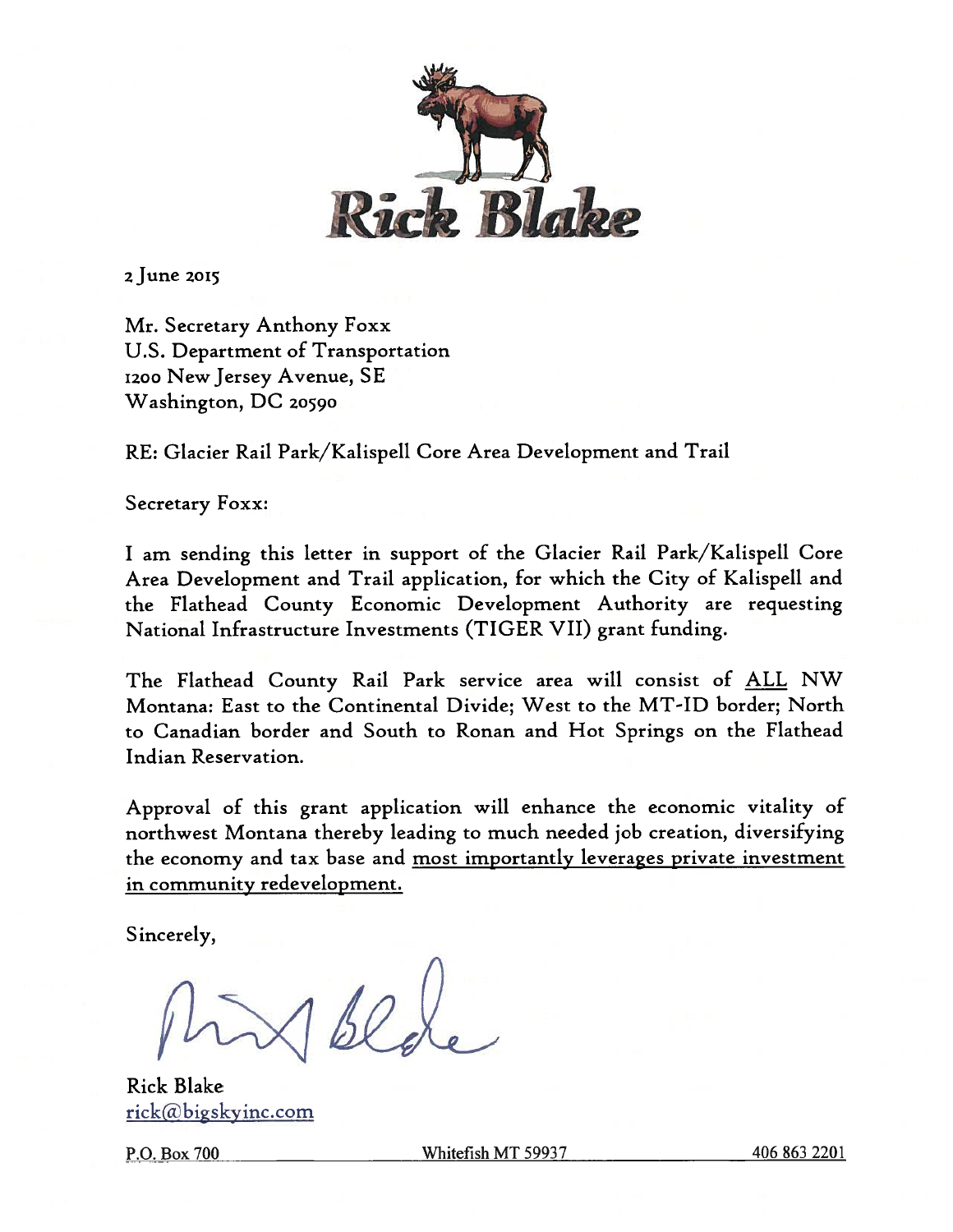# Rick Blake

2 June 2015

Mr. Secretary Anthony Foxx
U.S. Department of Transportation
1200 New Jersey Avenue, SE
Washington, DC 20590

RE: Glacier Rail Park/Kalispell Core Area Development and Trail

Secretary Foxx:

I am sending this letter in support of the Glacier Rail Park/Kalispell Core Area Development and Trail application, for which the City of Kalispell and the Flathead County Economic Development Authority are requesting National Infrastructure Investments (TIGER VII) grant funding.

The Flathead County Rail Park service area will consist of <u>ALL</u> NW Montana: East to the Continental Divide; West to the MT-ID border; North to Canadian border and South to Ronan and Hot Springs on the Flathead Indian Reservation.

Approval of this grant application will enhance the economic vitality of northwest Montana thereby leading to much needed job creation, diversifying the economy and tax base and <u>most importantly leverages private investment in community redevelopment.</u>

Sincerely,

Rick Blake
rick@bigskyinc.com

P.O. Box 700 Whitefish MT 59937 406 863 2201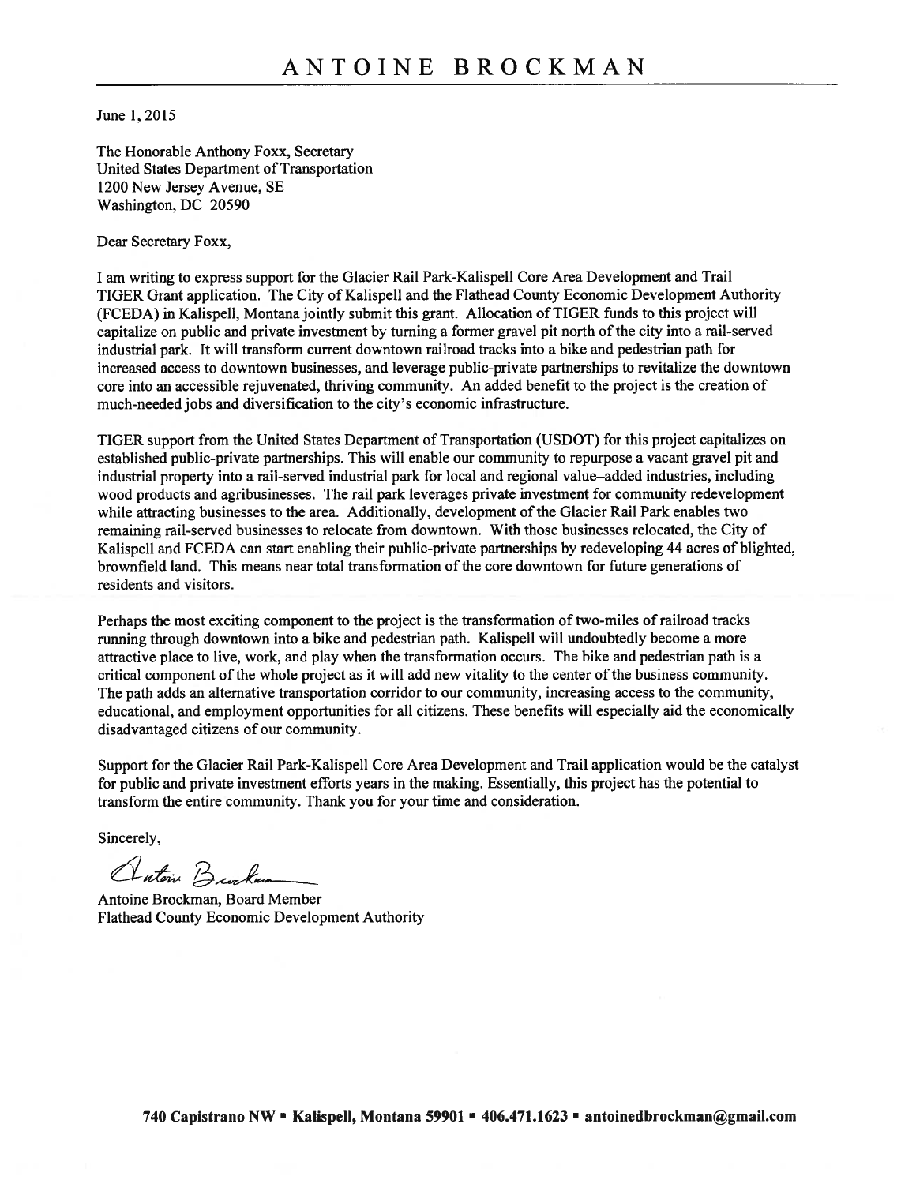# ANTOINE BROCKMAN

June 1, 2015

The Honorable Anthony Foxx, Secretary
United States Department of Transportation
1200 New Jersey Avenue, SE
Washington, DC 20590

Dear Secretary Foxx,

I am writing to express support for the Glacier Rail Park-Kalispell Core Area Development and Trail TIGER Grant application. The City of Kalispell and the Flathead County Economic Development Authority (FCEDA) in Kalispell, Montana jointly submit this grant. Allocation of TIGER funds to this project will capitalize on public and private investment by turning a former gravel pit north of the city into a rail-served industrial park. It will transform current downtown railroad tracks into a bike and pedestrian path for increased access to downtown businesses, and leverage public-private partnerships to revitalize the downtown core into an accessible rejuvenated, thriving community. An added benefit to the project is the creation of much-needed jobs and diversification to the city's economic infrastructure.

TIGER support from the United States Department of Transportation (USDOT) for this project capitalizes on established public-private partnerships. This will enable our community to repurpose a vacant gravel pit and industrial property into a rail-served industrial park for local and regional value–added industries, including wood products and agribusinesses. The rail park leverages private investment for community redevelopment while attracting businesses to the area. Additionally, development of the Glacier Rail Park enables two remaining rail-served businesses to relocate from downtown. With those businesses relocated, the City of Kalispell and FCEDA can start enabling their public-private partnerships by redeveloping 44 acres of blighted, brownfield land. This means near total transformation of the core downtown for future generations of residents and visitors.

Perhaps the most exciting component to the project is the transformation of two-miles of railroad tracks running through downtown into a bike and pedestrian path. Kalispell will undoubtedly become a more attractive place to live, work, and play when the transformation occurs. The bike and pedestrian path is a critical component of the whole project as it will add new vitality to the center of the business community. The path adds an alternative transportation corridor to our community, increasing access to the community, educational, and employment opportunities for all citizens. These benefits will especially aid the economically disadvantaged citizens of our community.

Support for the Glacier Rail Park-Kalispell Core Area Development and Trail application would be the catalyst for public and private investment efforts years in the making. Essentially, this project has the potential to transform the entire community. Thank you for your time and consideration.

Sincerely,

Antoine Brockman

Antoine Brockman, Board Member
Flathead County Economic Development Authority

**740 Capistrano NW ▪ Kalispell, Montana 59901 ▪ 406.471.1623 ▪ antoinedbrockman@gmail.com**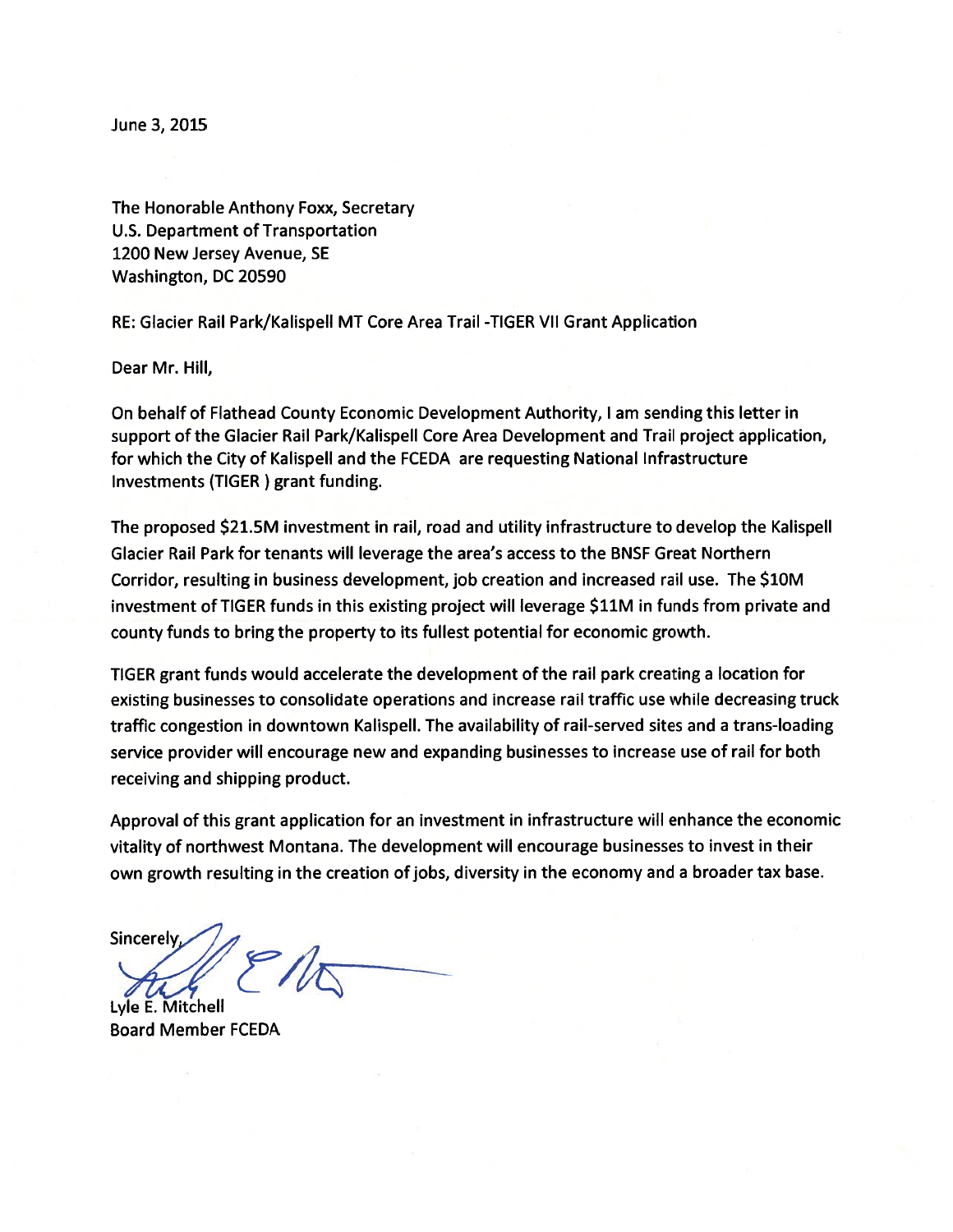June 3, 2015

The Honorable Anthony Foxx, Secretary
U.S. Department of Transportation
1200 New Jersey Avenue, SE
Washington, DC 20590

RE: Glacier Rail Park/Kalispell MT Core Area Trail -TIGER VII Grant Application

Dear Mr. Hill,

On behalf of Flathead County Economic Development Authority, I am sending this letter in support of the Glacier Rail Park/Kalispell Core Area Development and Trail project application, for which the City of Kalispell and the FCEDA are requesting National Infrastructure Investments (TIGER ) grant funding.

The proposed $21.5M investment in rail, road and utility infrastructure to develop the Kalispell Glacier Rail Park for tenants will leverage the area's access to the BNSF Great Northern Corridor, resulting in business development, job creation and increased rail use. The $10M investment of TIGER funds in this existing project will leverage $11M in funds from private and county funds to bring the property to its fullest potential for economic growth.

TIGER grant funds would accelerate the development of the rail park creating a location for existing businesses to consolidate operations and increase rail traffic use while decreasing truck traffic congestion in downtown Kalispell. The availability of rail-served sites and a trans-loading service provider will encourage new and expanding businesses to increase use of rail for both receiving and shipping product.

Approval of this grant application for an investment in infrastructure will enhance the economic vitality of northwest Montana. The development will encourage businesses to invest in their own growth resulting in the creation of jobs, diversity in the economy and a broader tax base.

Sincerely,

Lyle E. Mitchell
Board Member FCEDA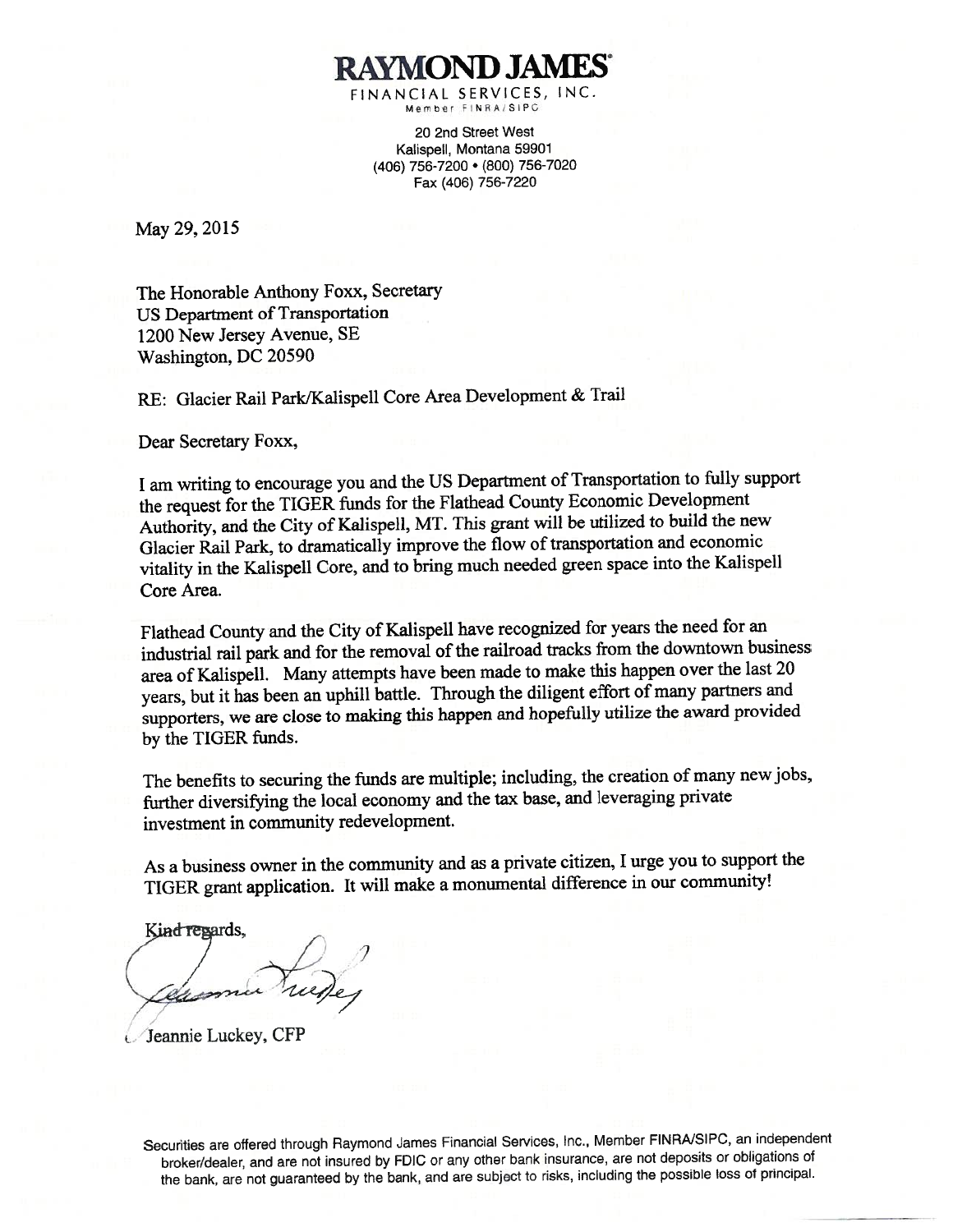# RAYMOND JAMES®

FINANCIAL SERVICES, INC.
Member FINRA/SIPC

20 2nd Street West
Kalispell, Montana 59901
(406) 756-7200 • (800) 756-7020
Fax (406) 756-7220

May 29, 2015

The Honorable Anthony Foxx, Secretary
US Department of Transportation
1200 New Jersey Avenue, SE
Washington, DC 20590

RE: Glacier Rail Park/Kalispell Core Area Development & Trail

Dear Secretary Foxx,

I am writing to encourage you and the US Department of Transportation to fully support the request for the TIGER funds for the Flathead County Economic Development Authority, and the City of Kalispell, MT. This grant will be utilized to build the new Glacier Rail Park, to dramatically improve the flow of transportation and economic vitality in the Kalispell Core, and to bring much needed green space into the Kalispell Core Area.

Flathead County and the City of Kalispell have recognized for years the need for an industrial rail park and for the removal of the railroad tracks from the downtown business area of Kalispell. Many attempts have been made to make this happen over the last 20 years, but it has been an uphill battle. Through the diligent effort of many partners and supporters, we are close to making this happen and hopefully utilize the award provided by the TIGER funds.

The benefits to securing the funds are multiple; including, the creation of many new jobs, further diversifying the local economy and the tax base, and leveraging private investment in community redevelopment.

As a business owner in the community and as a private citizen, I urge you to support the TIGER grant application. It will make a monumental difference in our community!

Kind regards,

Jeannie Luckey, CFP

Securities are offered through Raymond James Financial Services, Inc., Member FINRA/SIPC, an independent broker/dealer, and are not insured by FDIC or any other bank insurance, are not deposits or obligations of the bank, are not guaranteed by the bank, and are subject to risks, including the possible loss of principal.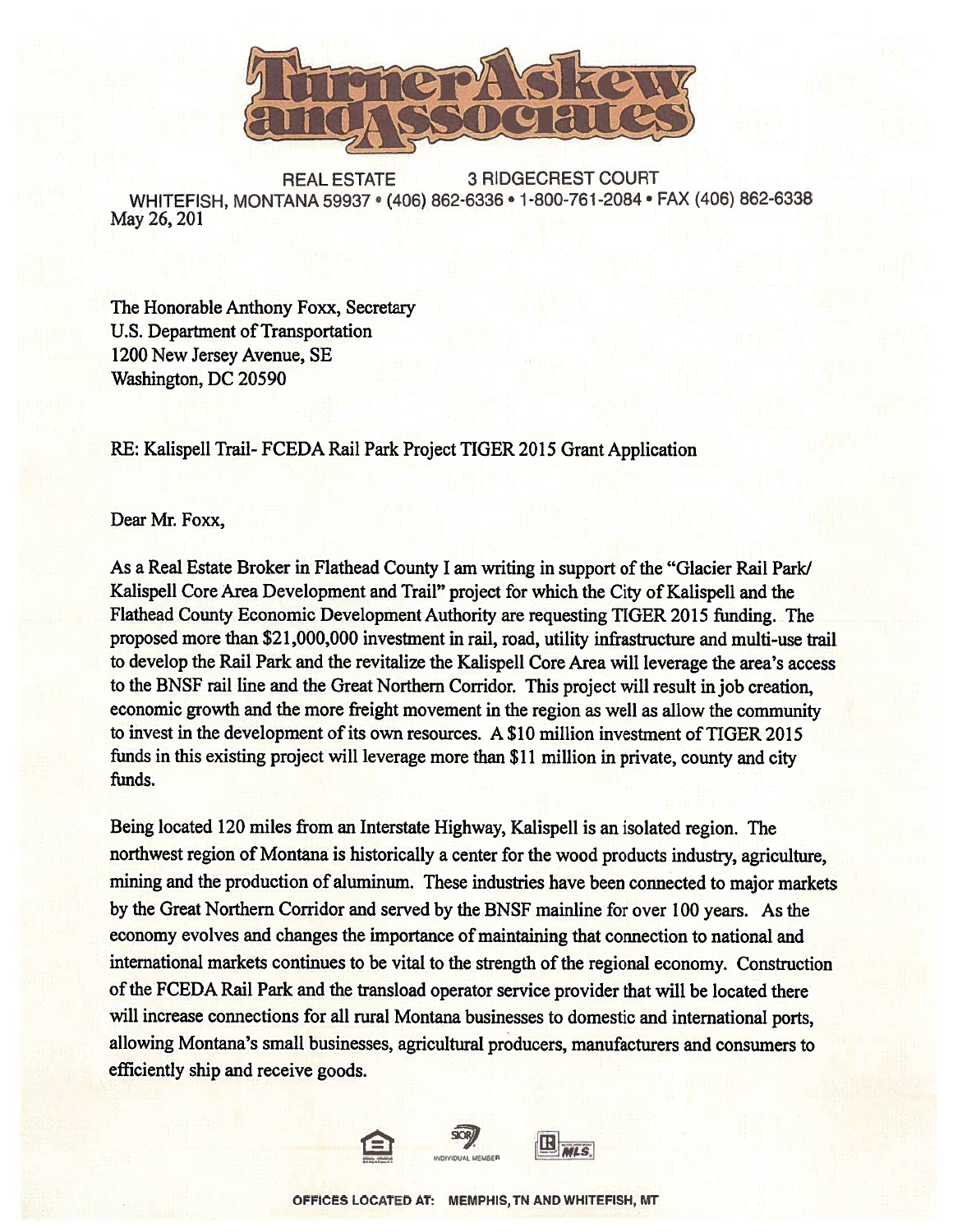# Turner Askew and Associates

REAL ESTATE 3 RIDGECREST COURT
WHITEFISH, MONTANA 59937 • (406) 862-6336 • 1-800-761-2084 • FAX (406) 862-6338

May 26, 201

The Honorable Anthony Foxx, Secretary
U.S. Department of Transportation
1200 New Jersey Avenue, SE
Washington, DC 20590

RE: Kalispell Trail- FCEDA Rail Park Project TIGER 2015 Grant Application

Dear Mr. Foxx,

As a Real Estate Broker in Flathead County I am writing in support of the "Glacier Rail Park/ Kalispell Core Area Development and Trail" project for which the City of Kalispell and the Flathead County Economic Development Authority are requesting TIGER 2015 funding. The proposed more than $21,000,000 investment in rail, road, utility infrastructure and multi-use trail to develop the Rail Park and the revitalize the Kalispell Core Area will leverage the area's access to the BNSF rail line and the Great Northern Corridor. This project will result in job creation, economic growth and the more freight movement in the region as well as allow the community to invest in the development of its own resources. A $10 million investment of TIGER 2015 funds in this existing project will leverage more than $11 million in private, county and city funds.

Being located 120 miles from an Interstate Highway, Kalispell is an isolated region. The northwest region of Montana is historically a center for the wood products industry, agriculture, mining and the production of aluminum. These industries have been connected to major markets by the Great Northern Corridor and served by the BNSF mainline for over 100 years. As the economy evolves and changes the importance of maintaining that connection to national and international markets continues to be vital to the strength of the regional economy. Construction of the FCEDA Rail Park and the transload operator service provider that will be located there will increase connections for all rural Montana businesses to domestic and international ports, allowing Montana's small businesses, agricultural producers, manufacturers and consumers to efficiently ship and receive goods.

OFFICES LOCATED AT: MEMPHIS, TN AND WHITEFISH, MT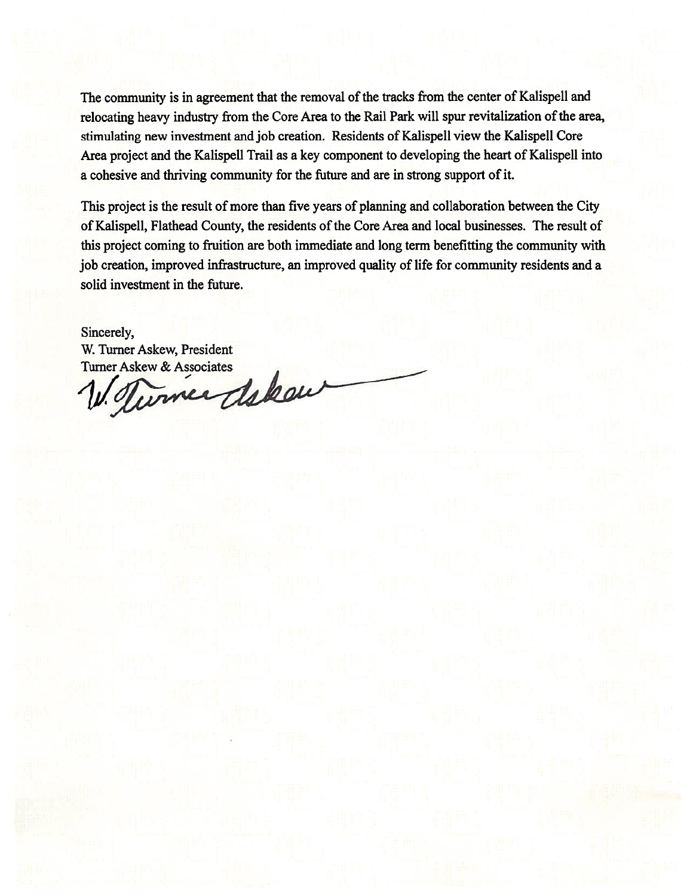The community is in agreement that the removal of the tracks from the center of Kalispell and relocating heavy industry from the Core Area to the Rail Park will spur revitalization of the area, stimulating new investment and job creation. Residents of Kalispell view the Kalispell Core Area project and the Kalispell Trail as a key component to developing the heart of Kalispell into a cohesive and thriving community for the future and are in strong support of it.

This project is the result of more than five years of planning and collaboration between the City of Kalispell, Flathead County, the residents of the Core Area and local businesses. The result of this project coming to fruition are both immediate and long term benefitting the community with job creation, improved infrastructure, an improved quality of life for community residents and a solid investment in the future.

Sincerely,
W. Turner Askew, President
Turner Askew & Associates
W. Turner Askew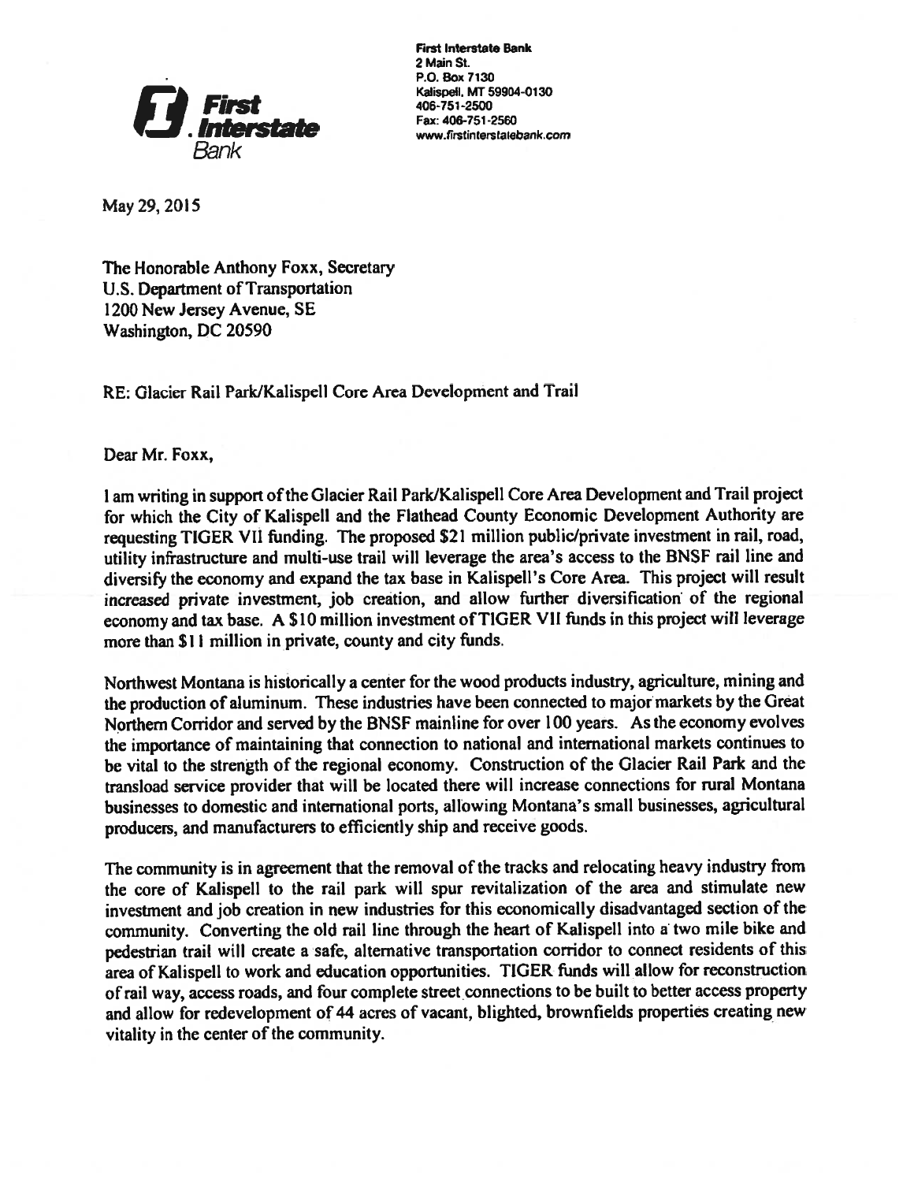**First Interstate Bank**
2 Main St.
P.O. Box 7130
Kalispell, MT 59904-0130
406-751-2500
Fax: 406-751-2560
www.firstinterstatebank.com

May 29, 2015

The Honorable Anthony Foxx, Secretary
U.S. Department of Transportation
1200 New Jersey Avenue, SE
Washington, DC 20590

RE: Glacier Rail Park/Kalispell Core Area Development and Trail

Dear Mr. Foxx,

I am writing in support of the Glacier Rail Park/Kalispell Core Area Development and Trail project for which the City of Kalispell and the Flathead County Economic Development Authority are requesting TIGER VII funding. The proposed $21 million public/private investment in rail, road, utility infrastructure and multi-use trail will leverage the area's access to the BNSF rail line and diversify the economy and expand the tax base in Kalispell's Core Area. This project will result increased private investment, job creation, and allow further diversification of the regional economy and tax base. A $10 million investment of TIGER VII funds in this project will leverage more than $11 million in private, county and city funds.

Northwest Montana is historically a center for the wood products industry, agriculture, mining and the production of aluminum. These industries have been connected to major markets by the Great Northern Corridor and served by the BNSF mainline for over 100 years. As the economy evolves the importance of maintaining that connection to national and international markets continues to be vital to the strength of the regional economy. Construction of the Glacier Rail Park and the transload service provider that will be located there will increase connections for rural Montana businesses to domestic and international ports, allowing Montana's small businesses, agricultural producers, and manufacturers to efficiently ship and receive goods.

The community is in agreement that the removal of the tracks and relocating heavy industry from the core of Kalispell to the rail park will spur revitalization of the area and stimulate new investment and job creation in new industries for this economically disadvantaged section of the community. Converting the old rail line through the heart of Kalispell into a two mile bike and pedestrian trail will create a safe, alternative transportation corridor to connect residents of this area of Kalispell to work and education opportunities. TIGER funds will allow for reconstruction of rail way, access roads, and four complete street connections to be built to better access property and allow for redevelopment of 44 acres of vacant, blighted, brownfields properties creating new vitality in the center of the community.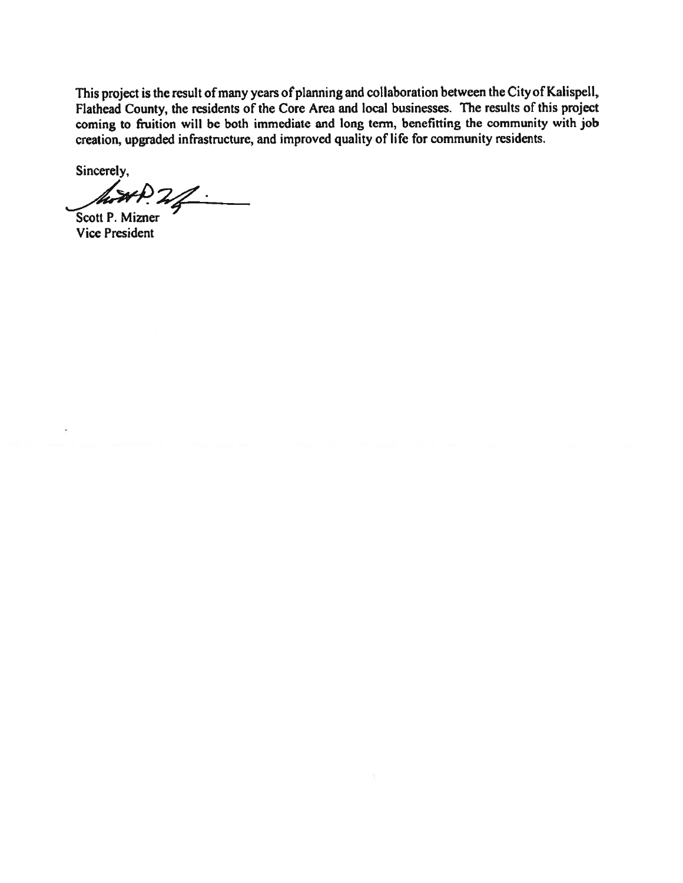This project is the result of many years of planning and collaboration between the City of Kalispell, Flathead County, the residents of the Core Area and local businesses. The results of this project coming to fruition will be both immediate and long term, benefitting the community with job creation, upgraded infrastructure, and improved quality of life for community residents.

Sincerely,

Scott P. Mizner
Vice President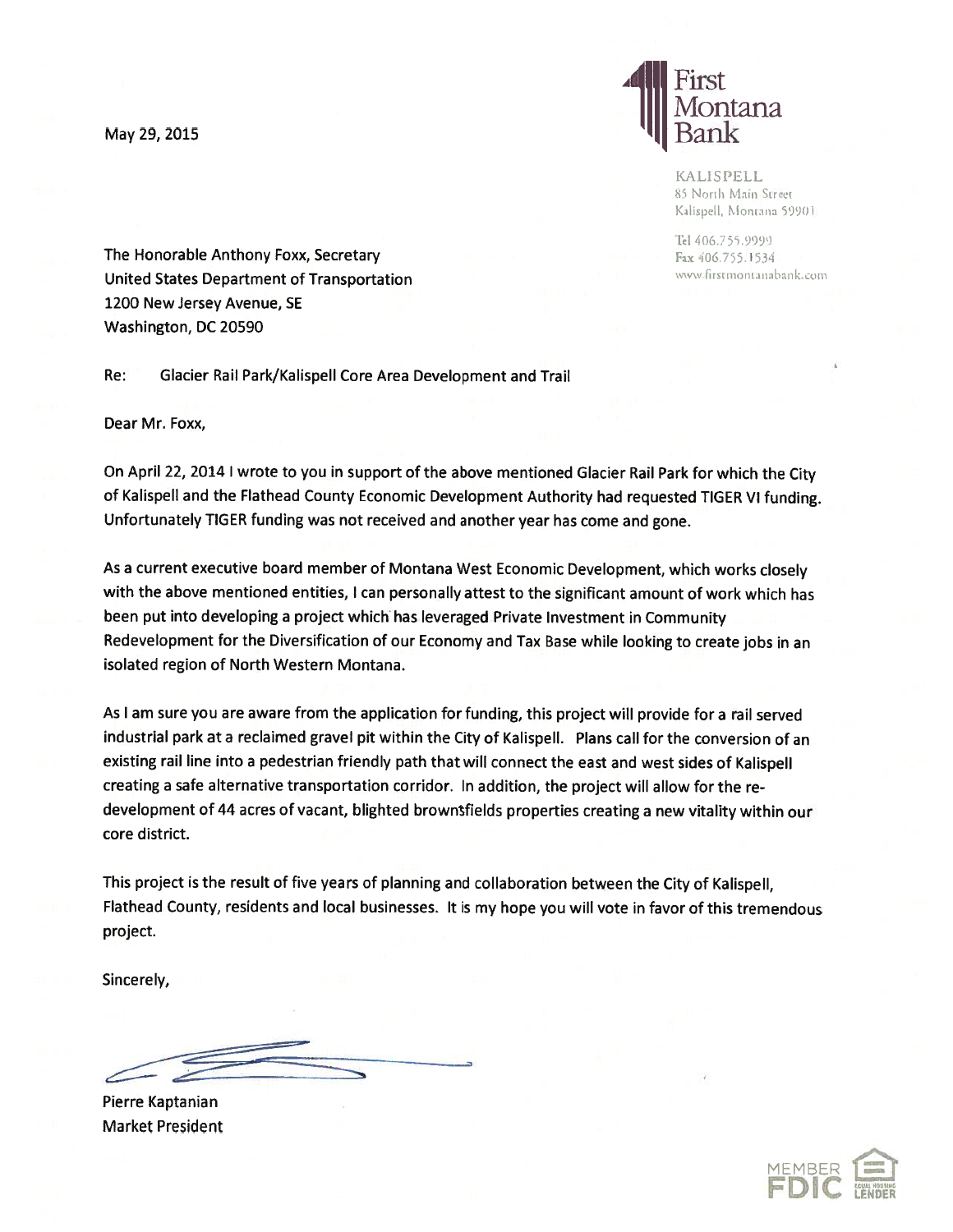May 29, 2015

First Montana Bank

KALISPELL
85 North Main Street
Kalispell, Montana 59901

Tel 406.755.9999
Fax 406.755.1534
www.firstmontanabank.com

The Honorable Anthony Foxx, Secretary
United States Department of Transportation
1200 New Jersey Avenue, SE
Washington, DC 20590

Re: Glacier Rail Park/Kalispell Core Area Development and Trail

Dear Mr. Foxx,

On April 22, 2014 I wrote to you in support of the above mentioned Glacier Rail Park for which the City of Kalispell and the Flathead County Economic Development Authority had requested TIGER VI funding. Unfortunately TIGER funding was not received and another year has come and gone.

As a current executive board member of Montana West Economic Development, which works closely with the above mentioned entities, I can personally attest to the significant amount of work which has been put into developing a project which has leveraged Private Investment in Community Redevelopment for the Diversification of our Economy and Tax Base while looking to create jobs in an isolated region of North Western Montana.

As I am sure you are aware from the application for funding, this project will provide for a rail served industrial park at a reclaimed gravel pit within the City of Kalispell. Plans call for the conversion of an existing rail line into a pedestrian friendly path that will connect the east and west sides of Kalispell creating a safe alternative transportation corridor. In addition, the project will allow for the re-development of 44 acres of vacant, blighted brownsfields properties creating a new vitality within our core district.

This project is the result of five years of planning and collaboration between the City of Kalispell, Flathead County, residents and local businesses. It is my hope you will vote in favor of this tremendous project.

Sincerely,

Pierre Kaptanian
Market President

MEMBER FDIC EQUAL HOUSING LENDER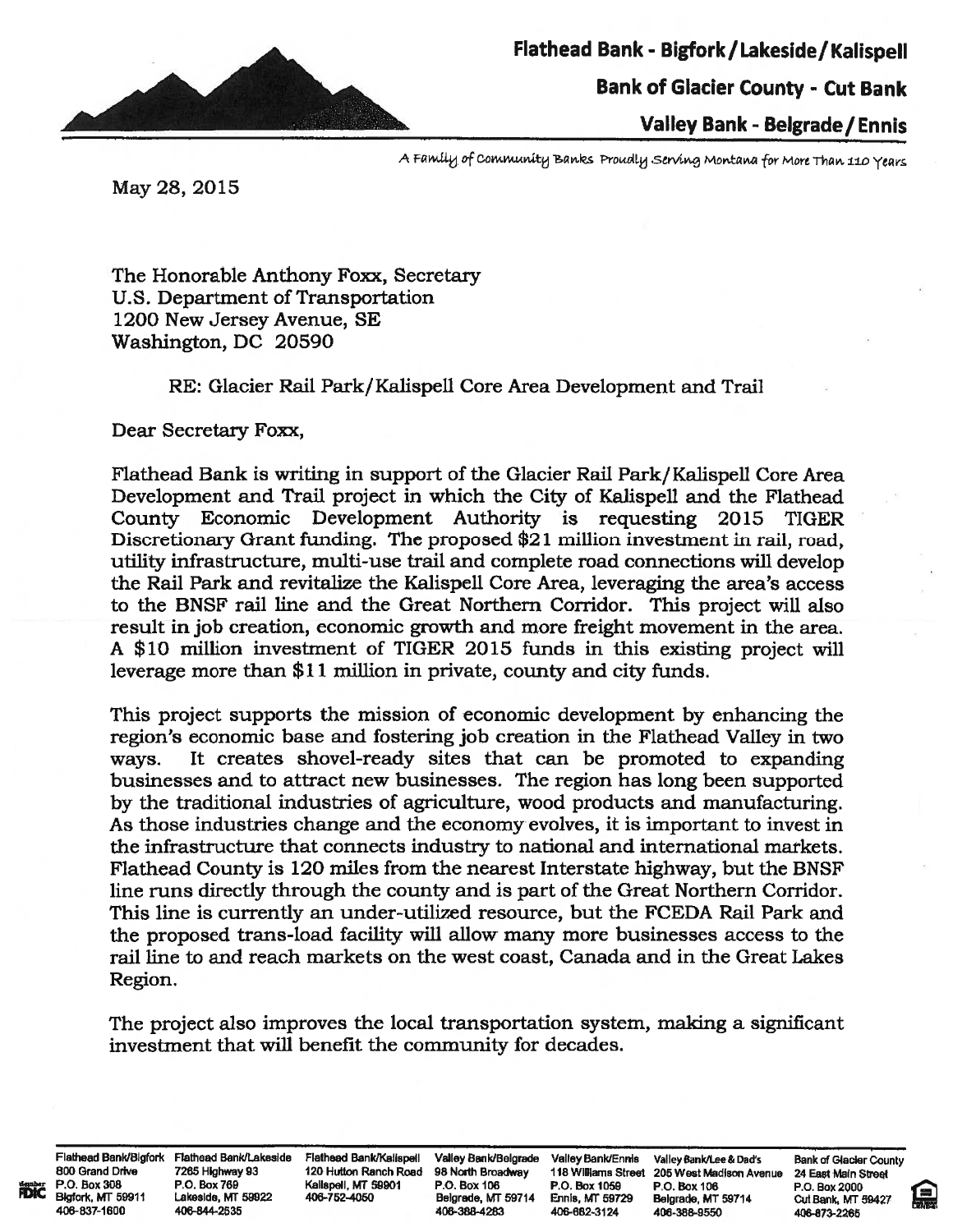**Flathead Bank - Bigfork / Lakeside / Kalispell**

**Bank of Glacier County - Cut Bank**

**Valley Bank - Belgrade / Ennis**

*A Family of Community Banks Proudly Serving Montana for More Than 110 Years*

May 28, 2015

The Honorable Anthony Foxx, Secretary
U.S. Department of Transportation
1200 New Jersey Avenue, SE
Washington, DC 20590

RE: Glacier Rail Park/Kalispell Core Area Development and Trail

Dear Secretary Foxx,

Flathead Bank is writing in support of the Glacier Rail Park/Kalispell Core Area Development and Trail project in which the City of Kalispell and the Flathead County Economic Development Authority is requesting 2015 TIGER Discretionary Grant funding. The proposed $21 million investment in rail, road, utility infrastructure, multi-use trail and complete road connections will develop the Rail Park and revitalize the Kalispell Core Area, leveraging the area's access to the BNSF rail line and the Great Northern Corridor. This project will also result in job creation, economic growth and more freight movement in the area. A $10 million investment of TIGER 2015 funds in this existing project will leverage more than $11 million in private, county and city funds.

This project supports the mission of economic development by enhancing the region's economic base and fostering job creation in the Flathead Valley in two ways. It creates shovel-ready sites that can be promoted to expanding businesses and to attract new businesses. The region has long been supported by the traditional industries of agriculture, wood products and manufacturing. As those industries change and the economy evolves, it is important to invest in the infrastructure that connects industry to national and international markets. Flathead County is 120 miles from the nearest Interstate highway, but the BNSF line runs directly through the county and is part of the Great Northern Corridor. This line is currently an under-utilized resource, but the FCEDA Rail Park and the proposed trans-load facility will allow many more businesses access to the rail line to and reach markets on the west coast, Canada and in the Great Lakes Region.

The project also improves the local transportation system, making a significant investment that will benefit the community for decades.

Flathead Bank/Bigfork, 800 Grand Drive, P.O. Box 308, Bigfork, MT 59911, 406-837-1600 | Flathead Bank/Lakeside, 7265 Highway 93, P.O. Box 769, Lakeside, MT 59922, 406-844-2535 | Flathead Bank/Kalispell, 120 Hutton Ranch Road, Kalispell, MT 59901, 406-752-4050 | Valley Bank/Belgrade, 98 North Broadway, P.O. Box 106, Belgrade, MT 59714, 406-388-4283 | Valley Bank/Ennis, 118 Williams Street, P.O. Box 1059, Ennis, MT 59729, 406-682-3124 | Valley Bank/Lee & Dad's, 205 West Madison Avenue, P.O. Box 106, Belgrade, MT 59714, 406-388-9550 | Bank of Glacier County, 24 East Main Street, P.O. Box 2000, Cut Bank, MT 59427, 406-873-2265

Member FDIC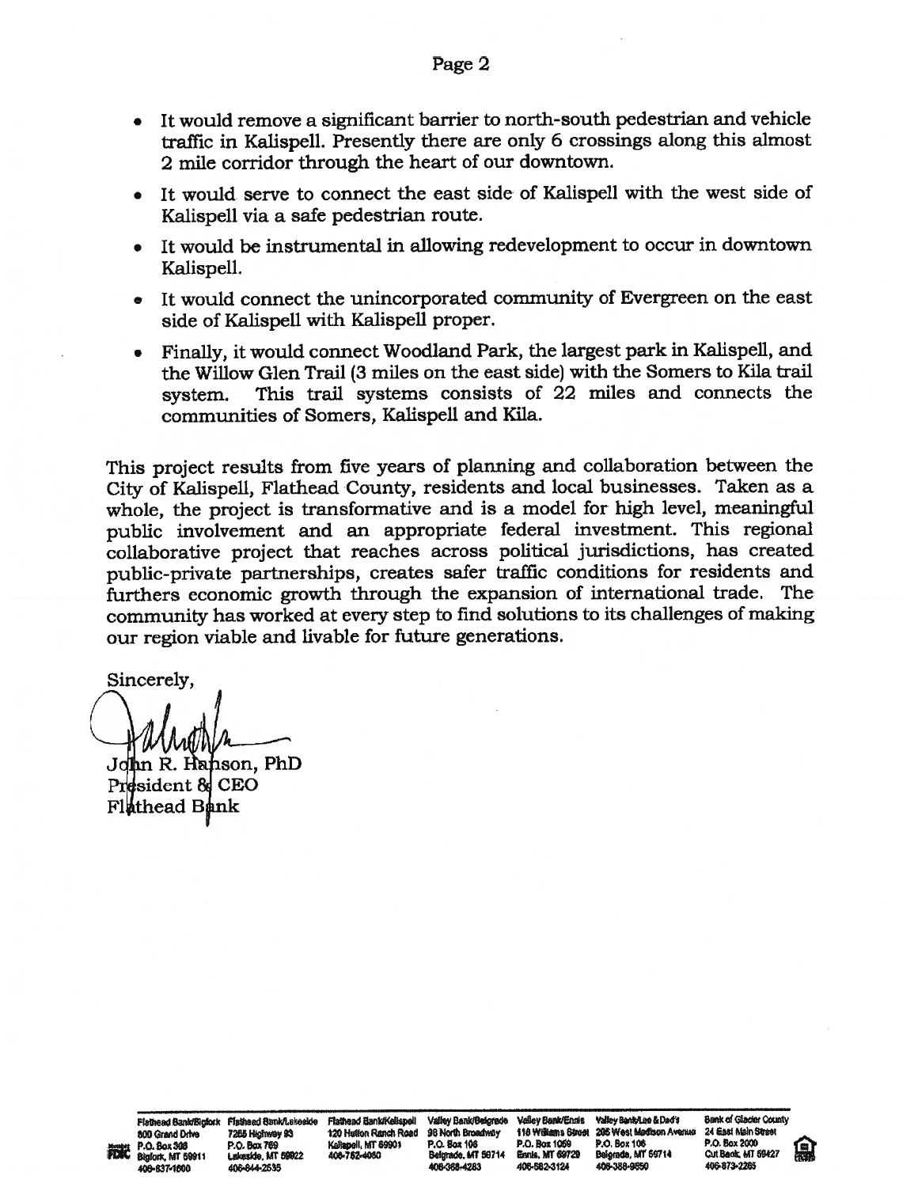- It would remove a significant barrier to north-south pedestrian and vehicle traffic in Kalispell. Presently there are only 6 crossings along this almost 2 mile corridor through the heart of our downtown.
- It would serve to connect the east side of Kalispell with the west side of Kalispell via a safe pedestrian route.
- It would be instrumental in allowing redevelopment to occur in downtown Kalispell.
- It would connect the unincorporated community of Evergreen on the east side of Kalispell with Kalispell proper.
- Finally, it would connect Woodland Park, the largest park in Kalispell, and the Willow Glen Trail (3 miles on the east side) with the Somers to Kila trail system. This trail systems consists of 22 miles and connects the communities of Somers, Kalispell and Kila.

This project results from five years of planning and collaboration between the City of Kalispell, Flathead County, residents and local businesses. Taken as a whole, the project is transformative and is a model for high level, meaningful public involvement and an appropriate federal investment. This regional collaborative project that reaches across political jurisdictions, has created public-private partnerships, creates safer traffic conditions for residents and furthers economic growth through the expansion of international trade. The community has worked at every step to find solutions to its challenges of making our region viable and livable for future generations.

Sincerely,

John R. Hanson, PhD
President & CEO
Flathead Bank

| Flathead Bank/Bigfork | Flathead Bank/Lakeside | Flathead Bank/Kalispell | Valley Bank/Belgrade | Valley Bank/Ennis | Valley Bank/Lee & Dad's | Bank of Glacier County |
|---|---|---|---|---|---|---|
| 800 Grand Drive | 7265 Highway 93 | 120 Hutton Ranch Road | 98 North Broadway | 118 Williams Street | 205 West Madison Avenue | 24 East Main Street |
| P.O. Box 308 | P.O. Box 769 | Kalispell, MT 59901 | P.O. Box 106 | P.O. Box 1059 | P.O. Box 106 | P.O. Box 2000 |
| Bigfork, MT 59911 | Lakeside, MT 59922 | 406-752-4050 | Belgrade, MT 59714 | Ennis, MT 59729 | Belgrade, MT 59714 | Cut Bank, MT 59427 |
| 406-837-1600 | 406-844-2535 | | 406-388-4283 | 406-682-3124 | 406-388-9550 | 406-873-2265 |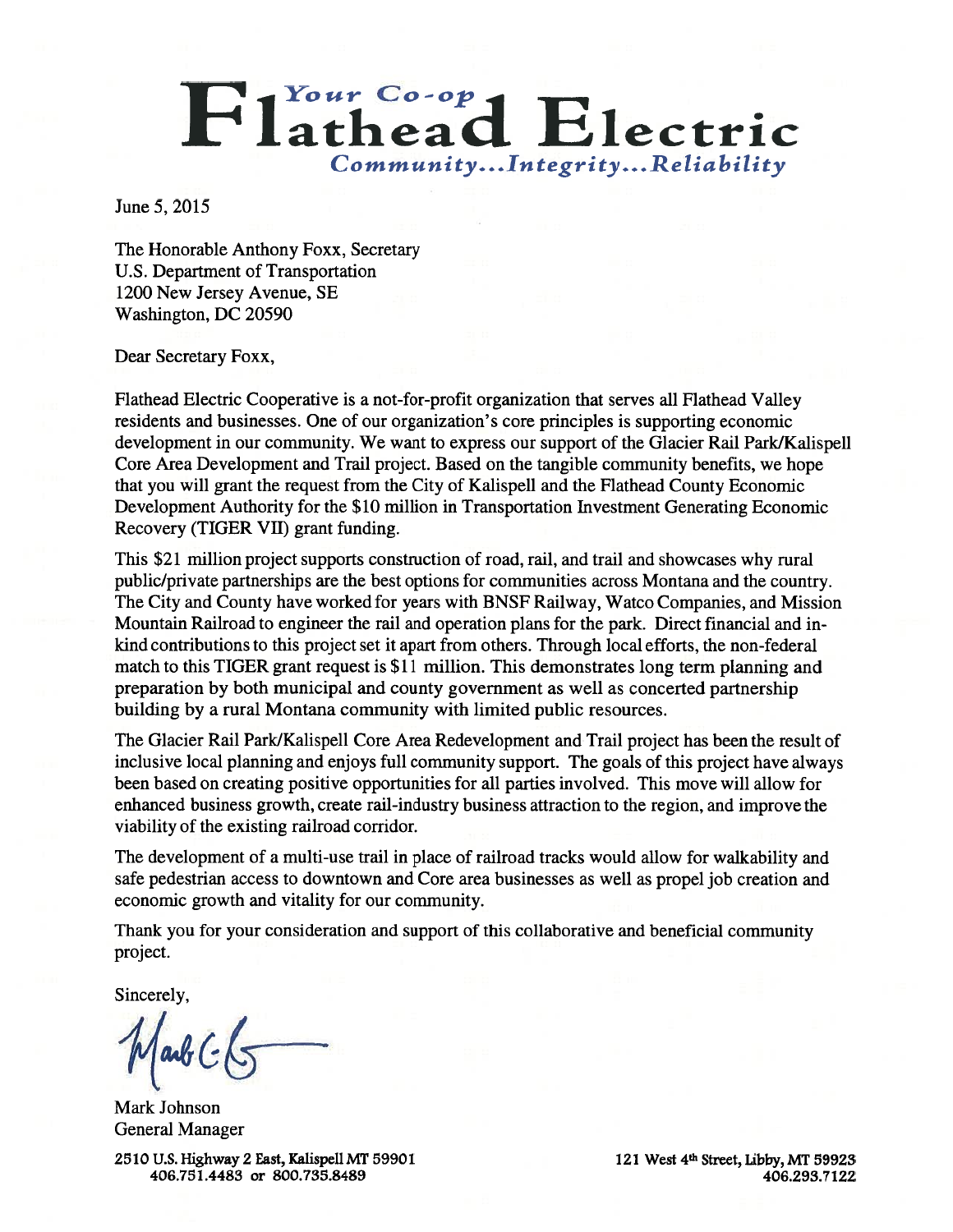# Flathead Electric

*Your Co-op*

*Community...Integrity...Reliability*

June 5, 2015

The Honorable Anthony Foxx, Secretary
U.S. Department of Transportation
1200 New Jersey Avenue, SE
Washington, DC 20590

Dear Secretary Foxx,

Flathead Electric Cooperative is a not-for-profit organization that serves all Flathead Valley residents and businesses. One of our organization's core principles is supporting economic development in our community. We want to express our support of the Glacier Rail Park/Kalispell Core Area Development and Trail project. Based on the tangible community benefits, we hope that you will grant the request from the City of Kalispell and the Flathead County Economic Development Authority for the $10 million in Transportation Investment Generating Economic Recovery (TIGER VII) grant funding.

This $21 million project supports construction of road, rail, and trail and showcases why rural public/private partnerships are the best options for communities across Montana and the country. The City and County have worked for years with BNSF Railway, Watco Companies, and Mission Mountain Railroad to engineer the rail and operation plans for the park. Direct financial and in-kind contributions to this project set it apart from others. Through local efforts, the non-federal match to this TIGER grant request is $11 million. This demonstrates long term planning and preparation by both municipal and county government as well as concerted partnership building by a rural Montana community with limited public resources.

The Glacier Rail Park/Kalispell Core Area Redevelopment and Trail project has been the result of inclusive local planning and enjoys full community support. The goals of this project have always been based on creating positive opportunities for all parties involved. This move will allow for enhanced business growth, create rail-industry business attraction to the region, and improve the viability of the existing railroad corridor.

The development of a multi-use trail in place of railroad tracks would allow for walkability and safe pedestrian access to downtown and Core area businesses as well as propel job creation and economic growth and vitality for our community.

Thank you for your consideration and support of this collaborative and beneficial community project.

Sincerely,

Mark Johnson
General Manager

**2510 U.S. Highway 2 East, Kalispell MT 59901**
**406.751.4483 or 800.735.8489**

**121 West 4th Street, Libby, MT 59923**
**406.293.7122**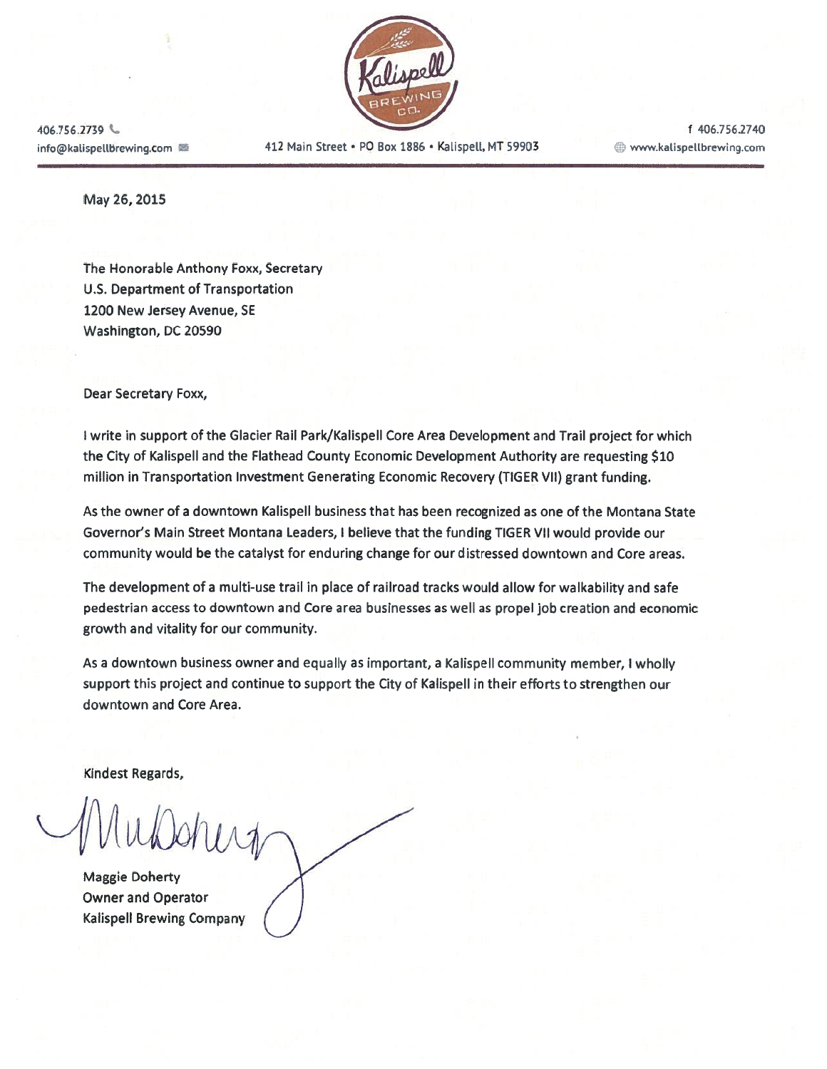406.756.2739
info@kalispellbrewing.com

Kalispell BREWING CO.

412 Main Street • PO Box 1886 • Kalispell, MT 59903

f 406.756.2740
www.kalispellbrewing.com

May 26, 2015

The Honorable Anthony Foxx, Secretary
U.S. Department of Transportation
1200 New Jersey Avenue, SE
Washington, DC 20590

Dear Secretary Foxx,

I write in support of the Glacier Rail Park/Kalispell Core Area Development and Trail project for which the City of Kalispell and the Flathead County Economic Development Authority are requesting $10 million in Transportation Investment Generating Economic Recovery (TIGER VII) grant funding.

As the owner of a downtown Kalispell business that has been recognized as one of the Montana State Governor's Main Street Montana Leaders, I believe that the funding TIGER VII would provide our community would be the catalyst for enduring change for our distressed downtown and Core areas.

The development of a multi-use trail in place of railroad tracks would allow for walkability and safe pedestrian access to downtown and Core area businesses as well as propel job creation and economic growth and vitality for our community.

As a downtown business owner and equally as important, a Kalispell community member, I wholly support this project and continue to support the City of Kalispell in their efforts to strengthen our downtown and Core Area.

Kindest Regards,

Maggie Doherty
Owner and Operator
Kalispell Brewing Company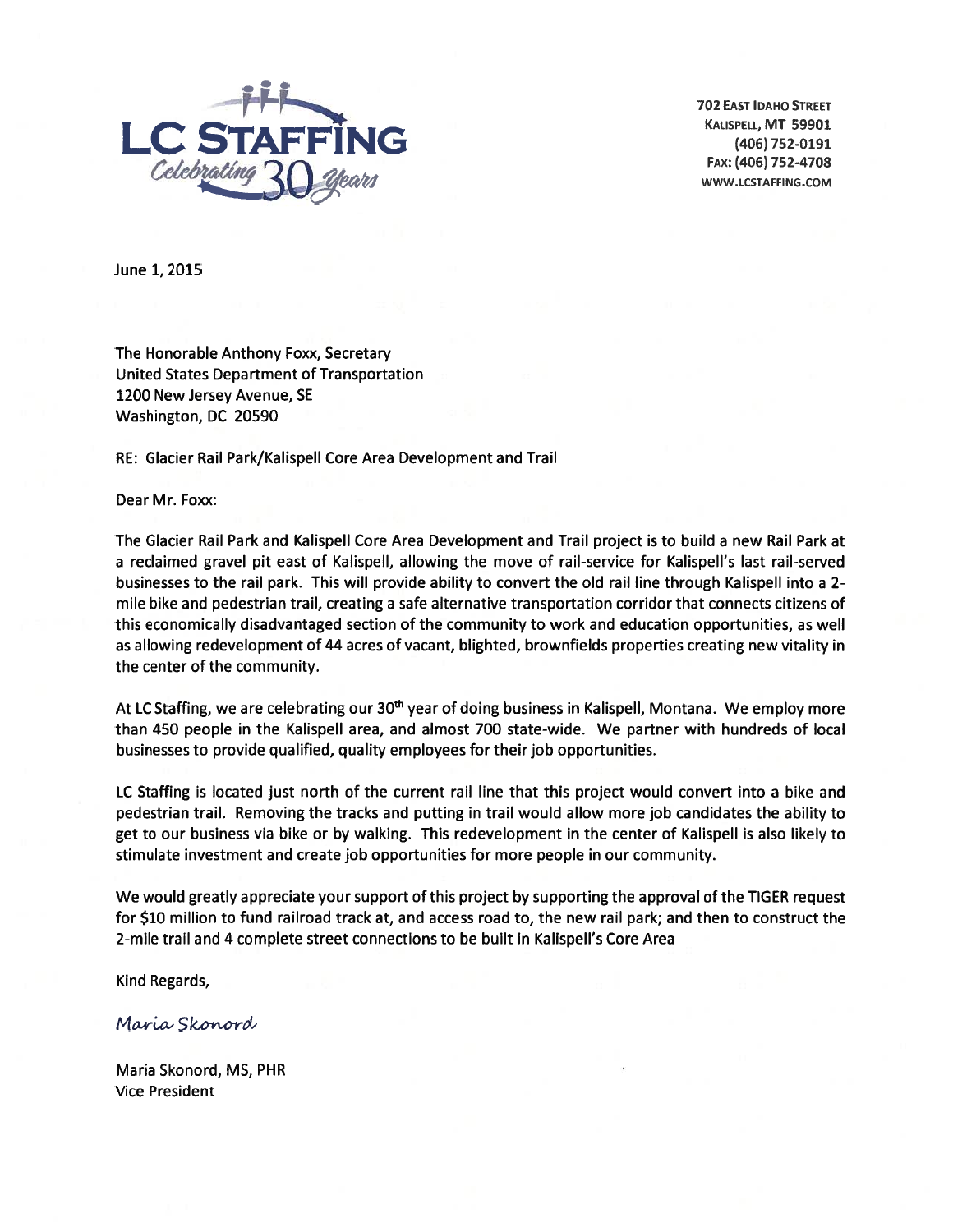**LC STAFFING**
*Celebrating 30 Years*

702 East Idaho Street
Kalispell, MT 59901
(406) 752-0191
Fax: (406) 752-4708
www.lcstaffing.com

June 1, 2015

The Honorable Anthony Foxx, Secretary
United States Department of Transportation
1200 New Jersey Avenue, SE
Washington, DC 20590

RE: Glacier Rail Park/Kalispell Core Area Development and Trail

Dear Mr. Foxx:

The Glacier Rail Park and Kalispell Core Area Development and Trail project is to build a new Rail Park at a reclaimed gravel pit east of Kalispell, allowing the move of rail-service for Kalispell's last rail-served businesses to the rail park. This will provide ability to convert the old rail line through Kalispell into a 2-mile bike and pedestrian trail, creating a safe alternative transportation corridor that connects citizens of this economically disadvantaged section of the community to work and education opportunities, as well as allowing redevelopment of 44 acres of vacant, blighted, brownfields properties creating new vitality in the center of the community.

At LC Staffing, we are celebrating our 30th year of doing business in Kalispell, Montana. We employ more than 450 people in the Kalispell area, and almost 700 state-wide. We partner with hundreds of local businesses to provide qualified, quality employees for their job opportunities.

LC Staffing is located just north of the current rail line that this project would convert into a bike and pedestrian trail. Removing the tracks and putting in trail would allow more job candidates the ability to get to our business via bike or by walking. This redevelopment in the center of Kalispell is also likely to stimulate investment and create job opportunities for more people in our community.

We would greatly appreciate your support of this project by supporting the approval of the TIGER request for $10 million to fund railroad track at, and access road to, the new rail park; and then to construct the 2-mile trail and 4 complete street connections to be built in Kalispell's Core Area

Kind Regards,

*Maria Skonord*

Maria Skonord, MS, PHR
Vice President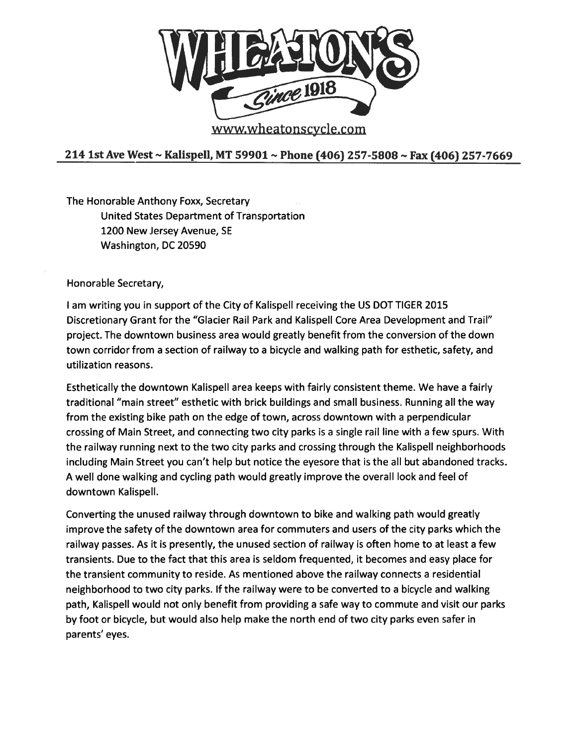# WHEATON'S

*Since 1918*

www.wheatonscycle.com

**214 1st Ave West ~ Kalispell, MT 59901 ~ Phone (406) 257-5808 ~ Fax (406) 257-7669**

The Honorable Anthony Foxx, Secretary
United States Department of Transportation
1200 New Jersey Avenue, SE
Washington, DC 20590

Honorable Secretary,

I am writing you in support of the City of Kalispell receiving the US DOT TIGER 2015 Discretionary Grant for the "Glacier Rail Park and Kalispell Core Area Development and Trail" project. The downtown business area would greatly benefit from the conversion of the down town corridor from a section of railway to a bicycle and walking path for esthetic, safety, and utilization reasons.

Esthetically the downtown Kalispell area keeps with fairly consistent theme. We have a fairly traditional "main street" esthetic with brick buildings and small business. Running all the way from the existing bike path on the edge of town, across downtown with a perpendicular crossing of Main Street, and connecting two city parks is a single rail line with a few spurs. With the railway running next to the two city parks and crossing through the Kalispell neighborhoods including Main Street you can't help but notice the eyesore that is the all but abandoned tracks. A well done walking and cycling path would greatly improve the overall look and feel of downtown Kalispell.

Converting the unused railway through downtown to bike and walking path would greatly improve the safety of the downtown area for commuters and users of the city parks which the railway passes. As it is presently, the unused section of railway is often home to at least a few transients. Due to the fact that this area is seldom frequented, it becomes and easy place for the transient community to reside. As mentioned above the railway connects a residential neighborhood to two city parks. If the railway were to be converted to a bicycle and walking path, Kalispell would not only benefit from providing a safe way to commute and visit our parks by foot or bicycle, but would also help make the north end of two city parks even safer in parents' eyes.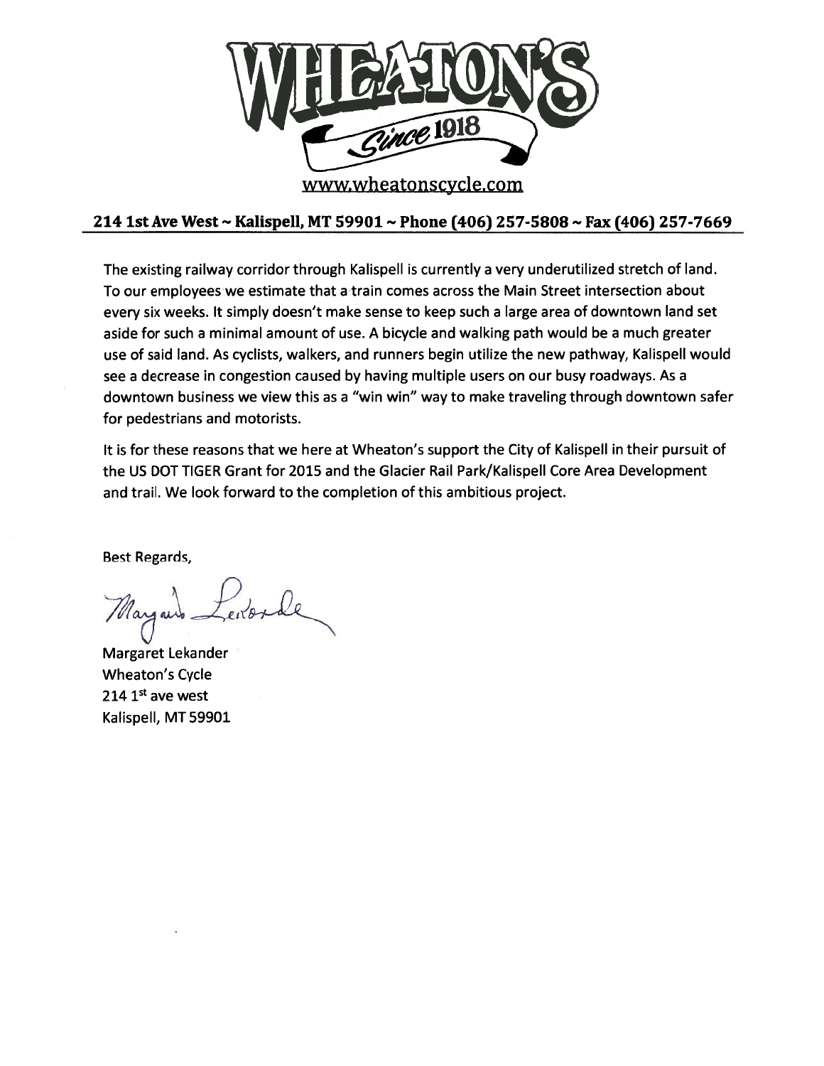# WHEATON'S

*Since 1918*

www.wheatonscycle.com

**214 1st Ave West ~ Kalispell, MT 59901 ~ Phone (406) 257-5808 ~ Fax (406) 257-7669**

The existing railway corridor through Kalispell is currently a very underutilized stretch of land. To our employees we estimate that a train comes across the Main Street intersection about every six weeks. It simply doesn't make sense to keep such a large area of downtown land set aside for such a minimal amount of use. A bicycle and walking path would be a much greater use of said land. As cyclists, walkers, and runners begin utilize the new pathway, Kalispell would see a decrease in congestion caused by having multiple users on our busy roadways. As a downtown business we view this as a "win win" way to make traveling through downtown safer for pedestrians and motorists.

It is for these reasons that we here at Wheaton's support the City of Kalispell in their pursuit of the US DOT TIGER Grant for 2015 and the Glacier Rail Park/Kalispell Core Area Development and trail. We look forward to the completion of this ambitious project.

Best Regards,

Margaret Lekander

Margaret Lekander
Wheaton's Cycle
214 1st ave west
Kalispell, MT 59901